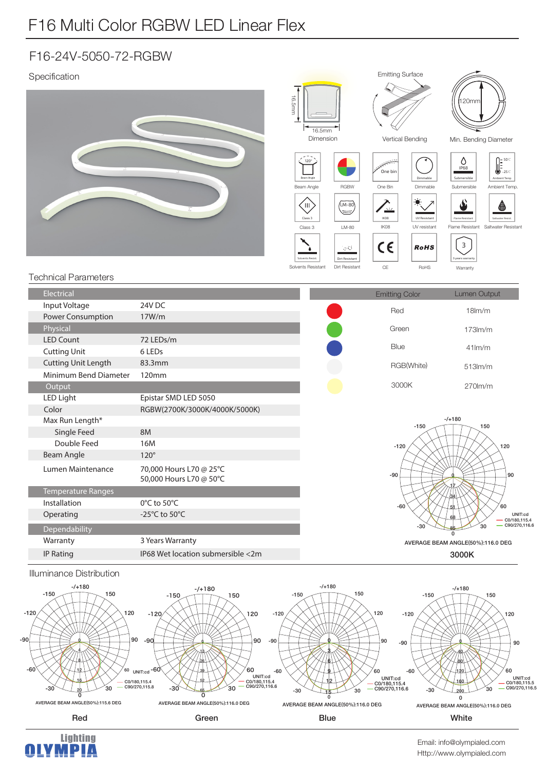# F16 Multi Color RGBW LED Linear Flex

## F16-24V-5050-72-RGBW

### Specification

16.5mm
16.5mm
Dimension

Emitting Surface
Vertical Bending

120mm
Min. Bending Diameter

Beam Angle | RGBW | One Bin | Dimmable | Submersible | Ambient Temp.

Class 3 | LM-80 | IK08 | UV resistant | Flame Resistant | Saltwater Resistant

Solvents Resistant | Dirt Resistant | CE | RoHS | Warranty

### Technical Parameters

| Electrical | |
|---|---|
| Input Voltage | 24V DC |
| Power Consumption | 17W/m |
| **Physical** | |
| LED Count | 72 LEDs/m |
| Cutting Unit | 6 LEDs |
| Cutting Unit Length | 83.3mm |
| Minimum Bend Diameter | 120mm |
| **Output** | |
| LED Light | Epistar SMD LED 5050 |
| Color | RGBW(2700K/3000K/4000K/5000K) |
| Max Run Length* | |
| Single Feed | 8M |
| Double Feed | 16M |
| Beam Angle | 120° |
| Lumen Maintenance | 70,000 Hours L70 @ 25°C<br>50,000 Hours L70 @ 50°C |
| **Temperature Ranges** | |
| Installation | 0°C to 50°C |
| Operating | -25°C to 50°C |
| **Dependability** | |
| Warranty | 3 Years Warranty |
| IP Rating | IP68 Wet location submersible <2m |

| Emitting Color | Lumen Output |
|---|---|
| Red | 18lm/m |
| Green | 173lm/m |
| Blue | 41lm/m |
| RGB(White) | 513lm/m |
| 3000K | 270lm/m |

UNIT:cd
C0/180,115.4
C90/270,116.6
AVERAGE BEAM ANGLE(50%):116.0 DEG
**3000K**

### Illuminance Distribution

UNIT:cd
C0/180,115.4
C90/270,115.8
AVERAGE BEAM ANGLE(50%):115.6 DEG
**Red**

UNIT:cd
C0/180,115.4
C90/270,116.6
AVERAGE BEAM ANGLE(50%):116.0 DEG
**Green**

UNIT:cd
C0/180,115.4
C90/270,116.6
AVERAGE BEAM ANGLE(50%):116.0 DEG
**Blue**

UNIT:cd
C0/180,115.5
C90/270,116.5
AVERAGE BEAM ANGLE(50%):116.0 DEG
**White**

Lighting OLYMPIA

Email: info@olympialed.com
Http://www.olympialed.com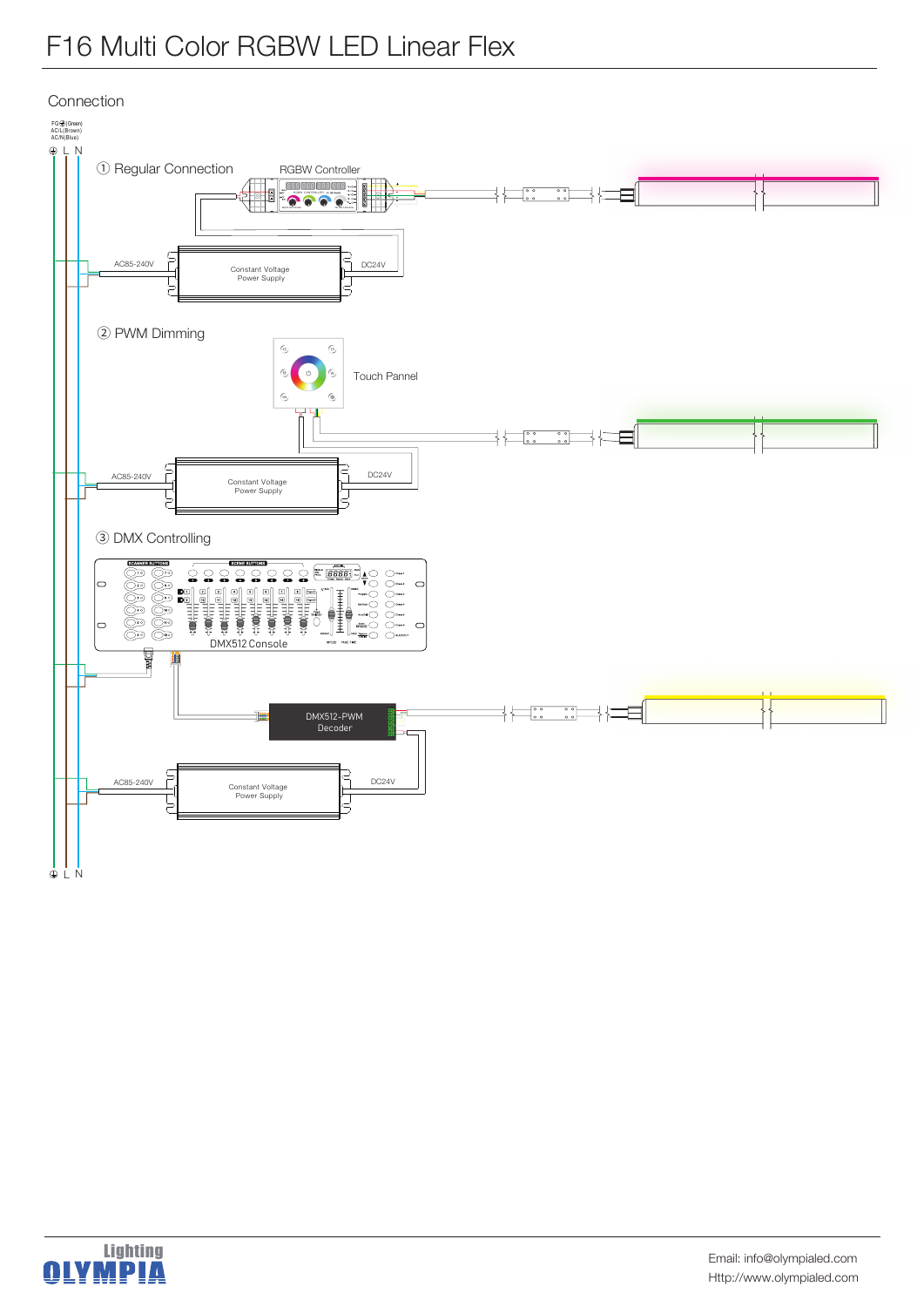# F16 Multi Color RGBW LED Linear Flex

## Connection

FG⏚(Green)
ACIL(Brown)
AC/N(Blue)

⏚ L N

① Regular Connection

RGBW Controller

AC85-240V

Constant Voltage
Power Supply

DC24V

② PWM Dimming

Touch Pannel

AC85-240V

Constant Voltage
Power Supply

DC24V

③ DMX Controlling

DMX512 Console

DMX512-PWM
Decoder

AC85-240V

Constant Voltage
Power Supply

DC24V

⏚ L N

Email: info@olympialed.com
Http://www.olympialed.com